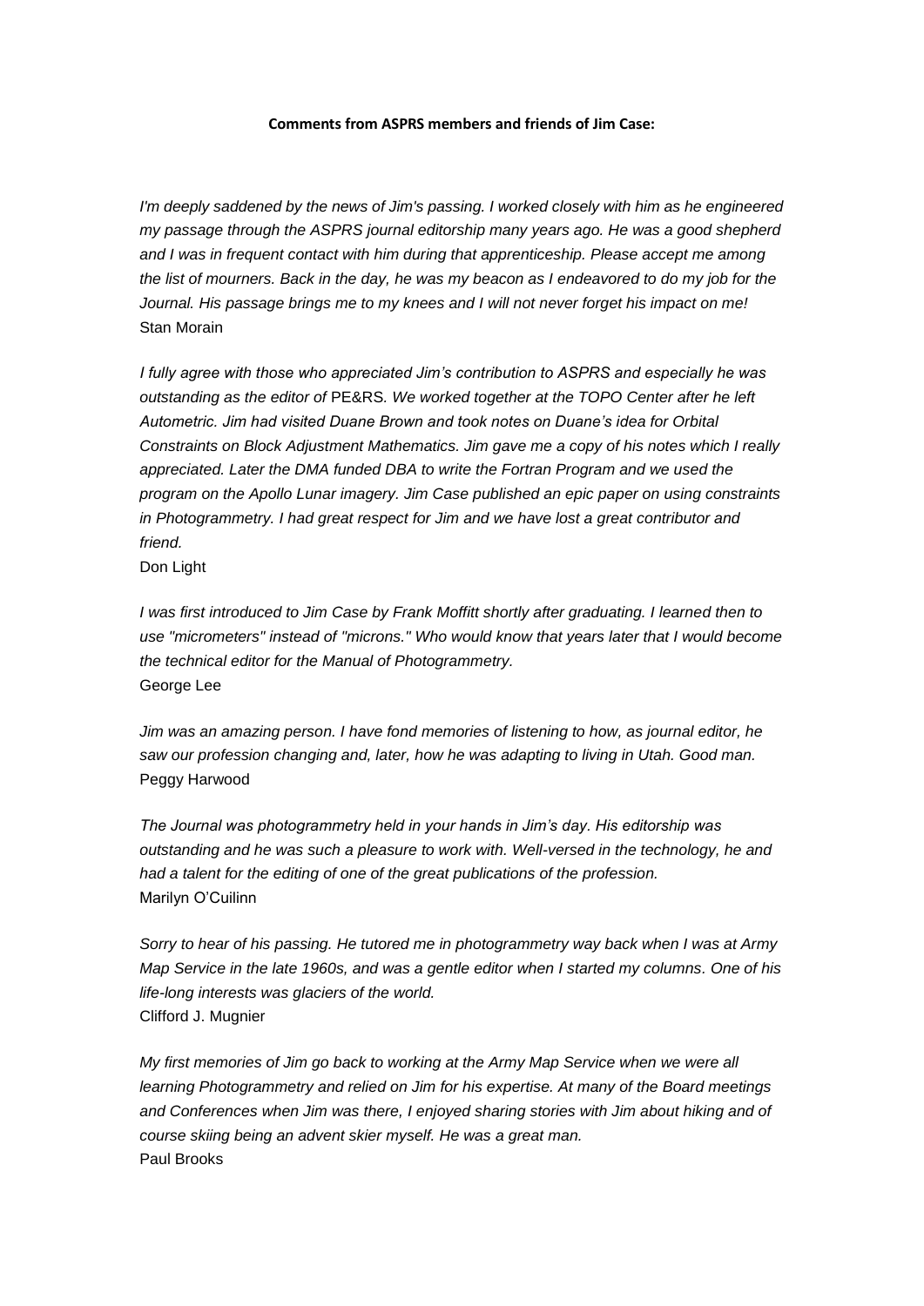**Comments from ASPRS members and friends of Jim Case:**

*I'm deeply saddened by the news of Jim's passing. I worked closely with him as he engineered my passage through the ASPRS journal editorship many years ago. He was a good shepherd and I was in frequent contact with him during that apprenticeship. Please accept me among the list of mourners. Back in the day, he was my beacon as I endeavored to do my job for the Journal. His passage brings me to my knees and I will not never forget his impact on me!*
Stan Morain

*I fully agree with those who appreciated Jim's contribution to ASPRS and especially he was outstanding as the editor of* PE&RS*. We worked together at the TOPO Center after he left Autometric. Jim had visited Duane Brown and took notes on Duane's idea for Orbital Constraints on Block Adjustment Mathematics. Jim gave me a copy of his notes which I really appreciated. Later the DMA funded DBA to write the Fortran Program and we used the program on the Apollo Lunar imagery. Jim Case published an epic paper on using constraints in Photogrammetry. I had great respect for Jim and we have lost a great contributor and friend.*
Don Light

*I was first introduced to Jim Case by Frank Moffitt shortly after graduating. I learned then to use "micrometers" instead of "microns." Who would know that years later that I would become the technical editor for the Manual of Photogrammetry.*
George Lee

*Jim was an amazing person. I have fond memories of listening to how, as journal editor, he saw our profession changing and, later, how he was adapting to living in Utah. Good man.*
Peggy Harwood

*The Journal was photogrammetry held in your hands in Jim's day. His editorship was outstanding and he was such a pleasure to work with. Well-versed in the technology, he and had a talent for the editing of one of the great publications of the profession.*
Marilyn O'Cuilinn

*Sorry to hear of his passing. He tutored me in photogrammetry way back when I was at Army Map Service in the late 1960s, and was a gentle editor when I started my columns. One of his life-long interests was glaciers of the world.*
Clifford J. Mugnier

*My first memories of Jim go back to working at the Army Map Service when we were all learning Photogrammetry and relied on Jim for his expertise. At many of the Board meetings and Conferences when Jim was there, I enjoyed sharing stories with Jim about hiking and of course skiing being an advent skier myself. He was a great man.*
Paul Brooks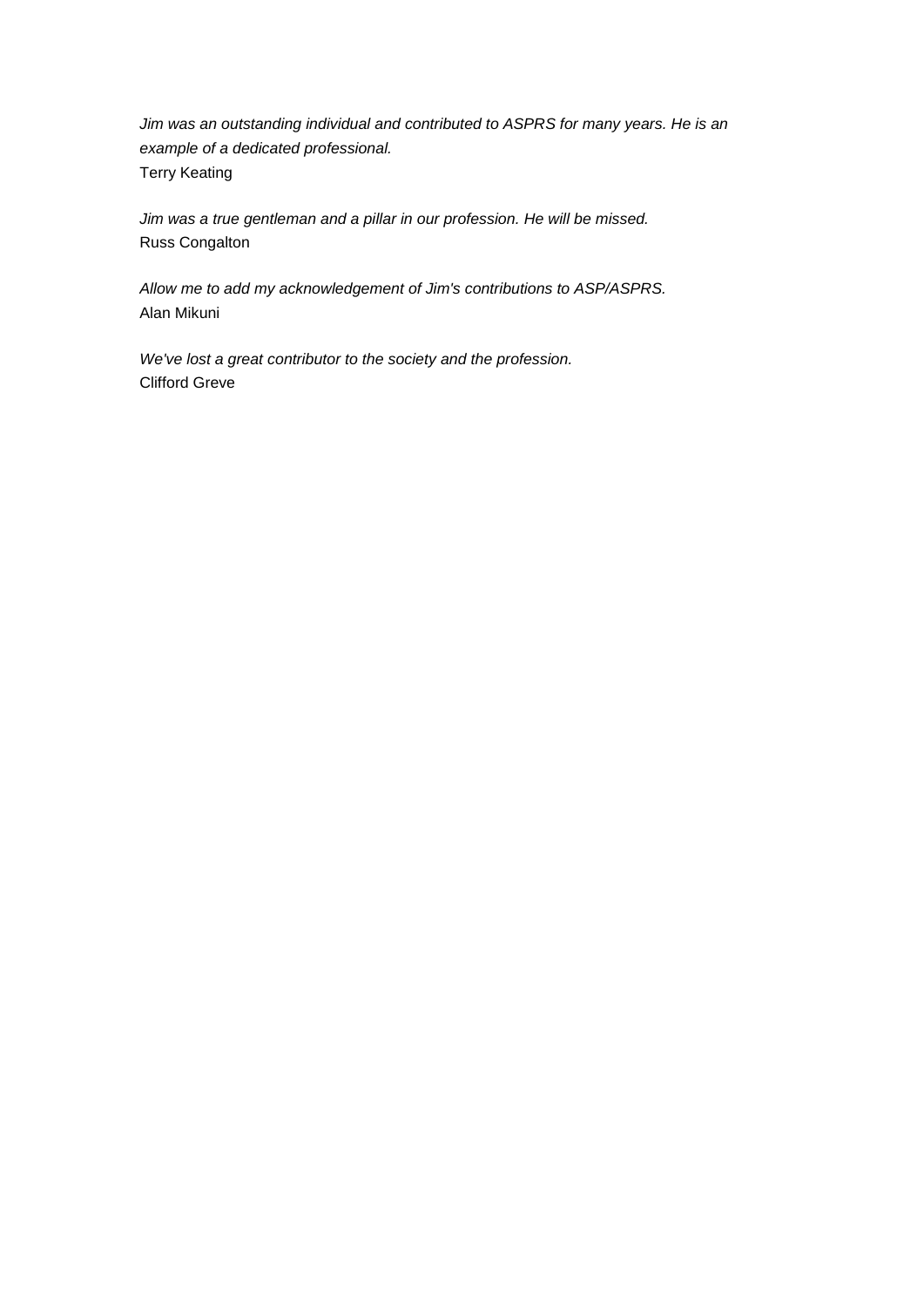*Jim was an outstanding individual and contributed to ASPRS for many years. He is an example of a dedicated professional.*
Terry Keating

*Jim was a true gentleman and a pillar in our profession. He will be missed.*
Russ Congalton

*Allow me to add my acknowledgement of Jim's contributions to ASP/ASPRS.*
Alan Mikuni

*We've lost a great contributor to the society and the profession.*
Clifford Greve